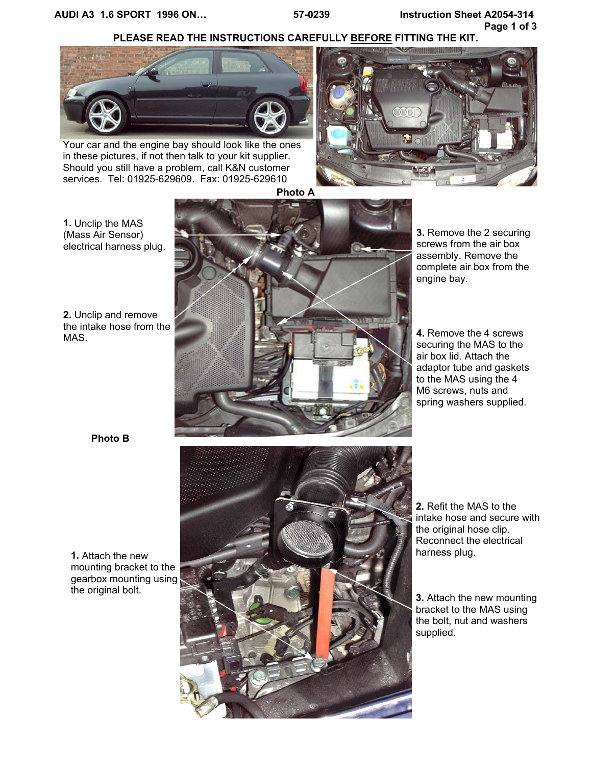AUDI A3 1.6 SPORT 1996 ON… 57-0239 Instruction Sheet A2054-314

**PLEASE READ THE INSTRUCTIONS CAREFULLY <u>BEFORE</u> FITTING THE KIT.**

Your car and the engine bay should look like the ones in these pictures, if not then talk to your kit supplier. Should you still have a problem, call K&N customer services. Tel: 01925-629609. Fax: 01925-629610

**Photo A**

**1.** Unclip the MAS (Mass Air Sensor) electrical harness plug.

**2.** Unclip and remove the intake hose from the MAS.

**3.** Remove the 2 securing screws from the air box assembly. Remove the complete air box from the engine bay.

**4.** Remove the 4 screws securing the MAS to the air box lid. Attach the adaptor tube and gaskets to the MAS using the 4 M6 screws, nuts and spring washers supplied.

**Photo B**

**1.** Attach the new mounting bracket to the gearbox mounting using the original bolt.

**2.** Refit the MAS to the intake hose and secure with the original hose clip. Reconnect the electrical harness plug.

**3.** Attach the new mounting bracket to the MAS using the bolt, nut and washers supplied.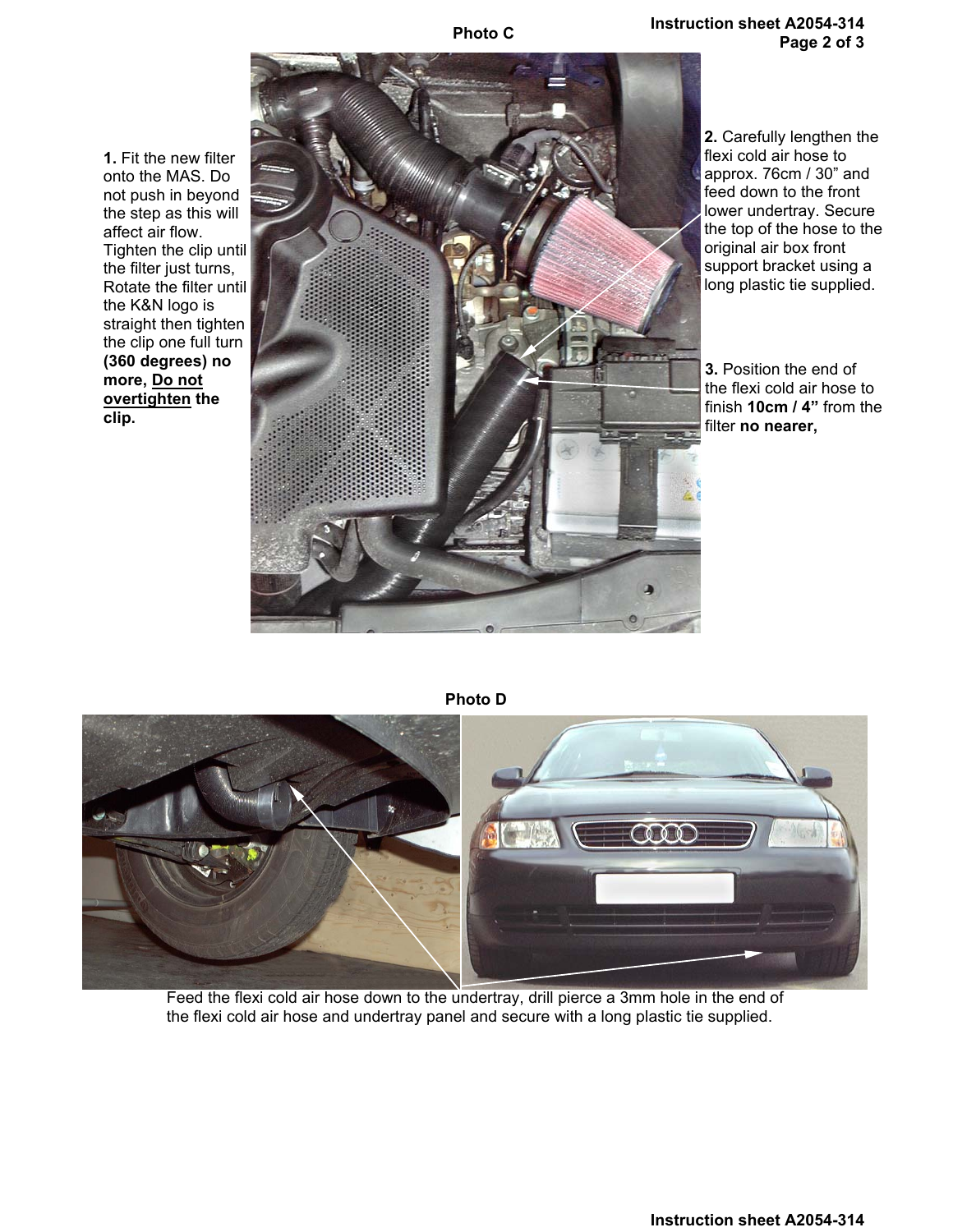**Photo C**

**1.** Fit the new filter onto the MAS. Do not push in beyond the step as this will affect air flow. Tighten the clip until the filter just turns, Rotate the filter until the K&N logo is straight then tighten the clip one full turn **(360 degrees) no more, <u>Do not overtighten</u> the clip.**

**2.** Carefully lengthen the flexi cold air hose to approx. 76cm / 30" and feed down to the front lower undertray. Secure the top of the hose to the original air box front support bracket using a long plastic tie supplied.

**3.** Position the end of the flexi cold air hose to finish **10cm / 4"** from the filter **no nearer,**

**Photo D**

Feed the flexi cold air hose down to the undertray, drill pierce a 3mm hole in the end of the flexi cold air hose and undertray panel and secure with a long plastic tie supplied.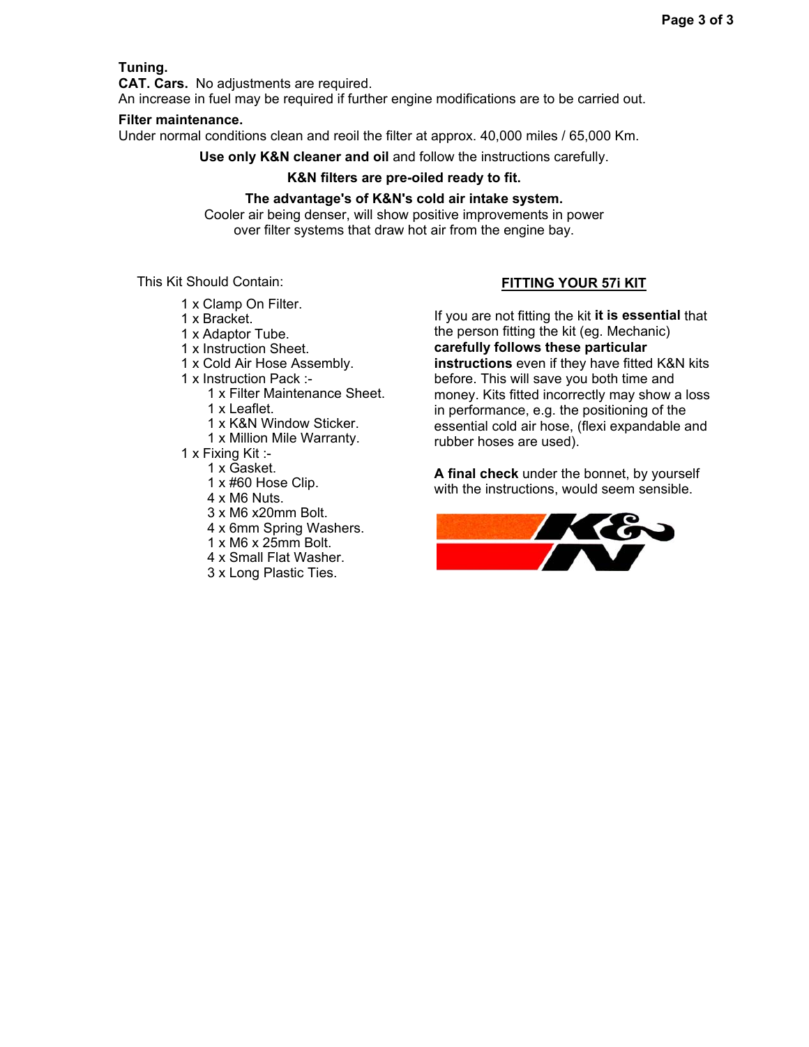**Tuning.**

**CAT. Cars.** No adjustments are required.
An increase in fuel may be required if further engine modifications are to be carried out.

**Filter maintenance.**

Under normal conditions clean and reoil the filter at approx. 40,000 miles / 65,000 Km.

**Use only K&N cleaner and oil** and follow the instructions carefully.

**K&N filters are pre-oiled ready to fit.**

**The advantage's of K&N's cold air intake system.**

Cooler air being denser, will show positive improvements in power over filter systems that draw hot air from the engine bay.

This Kit Should Contain:

- 1 x Clamp On Filter.
- 1 x Bracket.
- 1 x Adaptor Tube.
- 1 x Instruction Sheet.
- 1 x Cold Air Hose Assembly.
- 1 x Instruction Pack :-
  - 1 x Filter Maintenance Sheet.
  - 1 x Leaflet.
  - 1 x K&N Window Sticker.
  - 1 x Million Mile Warranty.
- 1 x Fixing Kit :-
  - 1 x Gasket.
  - 1 x #60 Hose Clip.
  - 4 x M6 Nuts.
  - 3 x M6 x20mm Bolt.
  - 4 x 6mm Spring Washers.
  - 1 x M6 x 25mm Bolt.
  - 4 x Small Flat Washer.
  - 3 x Long Plastic Ties.

**FITTING YOUR 57i KIT**

If you are not fitting the kit **it is essential** that the person fitting the kit (eg. Mechanic) **carefully follows these particular instructions** even if they have fitted K&N kits before. This will save you both time and money. Kits fitted incorrectly may show a loss in performance, e.g. the positioning of the essential cold air hose, (flexi expandable and rubber hoses are used).

**A final check** under the bonnet, by yourself with the instructions, would seem sensible.

K&N